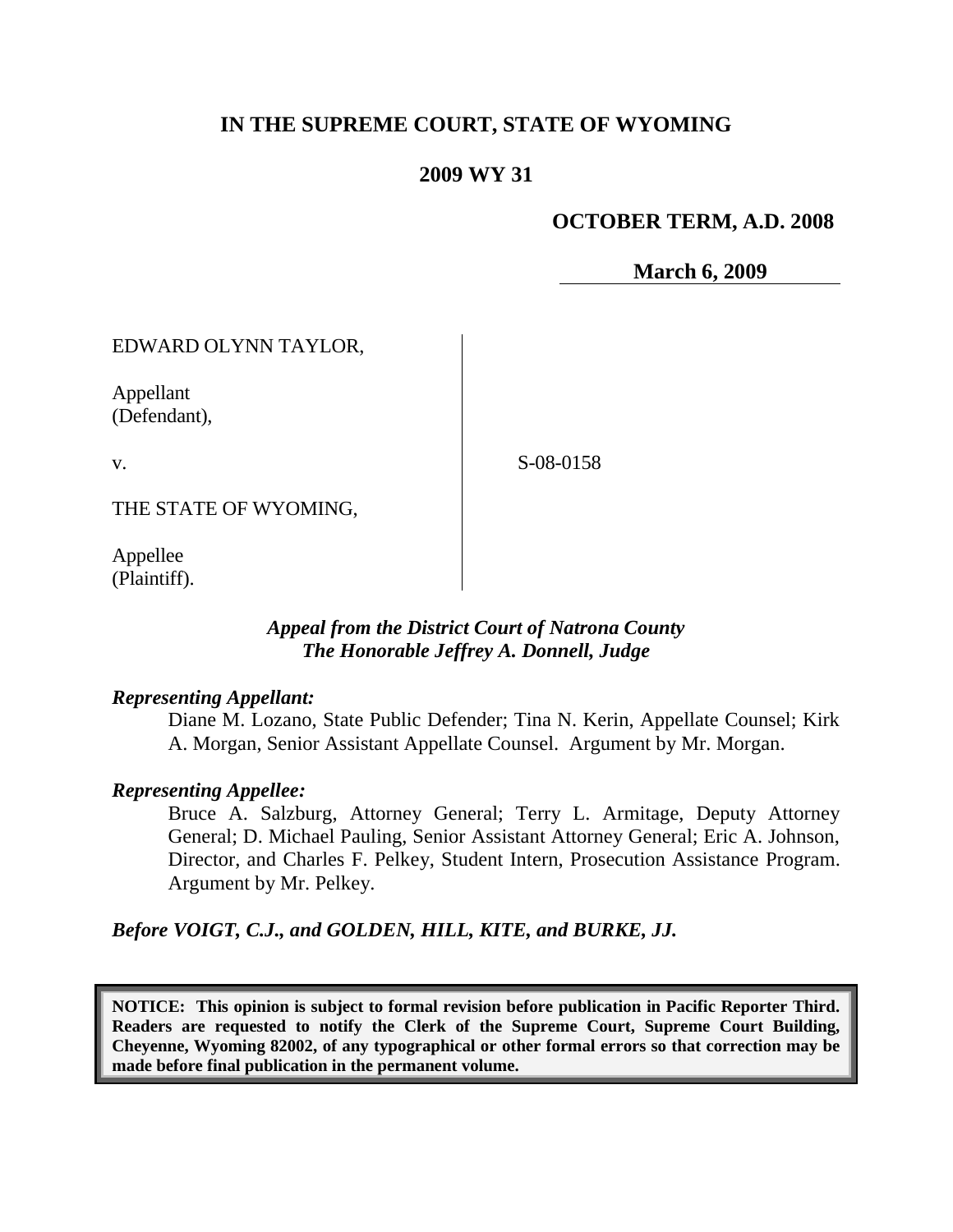# IN THE SUPREME COURT, STATE OF WYOMING

## 2009 WY 31

**OCTOBER TERM, A.D. 2008**

**March 6, 2009**

EDWARD OLYNN TAYLOR,

Appellant
(Defendant),

v.

S-08-0158

THE STATE OF WYOMING,

Appellee
(Plaintiff).

*Appeal from the District Court of Natrona County*
*The Honorable Jeffrey A. Donnell, Judge*

***Representing Appellant:***

Diane M. Lozano, State Public Defender; Tina N. Kerin, Appellate Counsel; Kirk A. Morgan, Senior Assistant Appellate Counsel. Argument by Mr. Morgan.

***Representing Appellee:***

Bruce A. Salzburg, Attorney General; Terry L. Armitage, Deputy Attorney General; D. Michael Pauling, Senior Assistant Attorney General; Eric A. Johnson, Director, and Charles F. Pelkey, Student Intern, Prosecution Assistance Program. Argument by Mr. Pelkey.

***Before VOIGT, C.J., and GOLDEN, HILL, KITE, and BURKE, JJ.***

**NOTICE: This opinion is subject to formal revision before publication in Pacific Reporter Third. Readers are requested to notify the Clerk of the Supreme Court, Supreme Court Building, Cheyenne, Wyoming 82002, of any typographical or other formal errors so that correction may be made before final publication in the permanent volume.**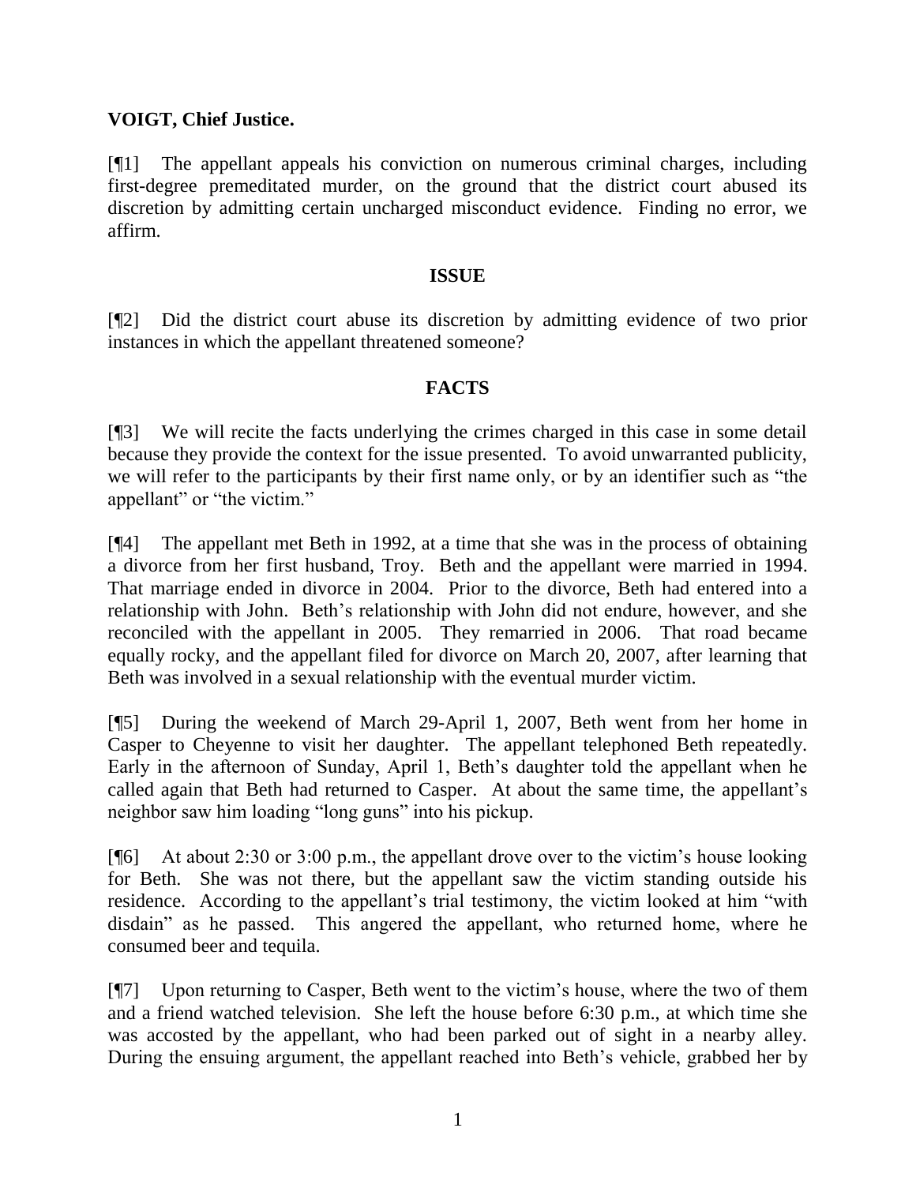**VOIGT, Chief Justice.**

[¶1] The appellant appeals his conviction on numerous criminal charges, including first-degree premeditated murder, on the ground that the district court abused its discretion by admitting certain uncharged misconduct evidence. Finding no error, we affirm.

## ISSUE

[¶2] Did the district court abuse its discretion by admitting evidence of two prior instances in which the appellant threatened someone?

## FACTS

[¶3] We will recite the facts underlying the crimes charged in this case in some detail because they provide the context for the issue presented. To avoid unwarranted publicity, we will refer to the participants by their first name only, or by an identifier such as "the appellant" or "the victim."

[¶4] The appellant met Beth in 1992, at a time that she was in the process of obtaining a divorce from her first husband, Troy. Beth and the appellant were married in 1994. That marriage ended in divorce in 2004. Prior to the divorce, Beth had entered into a relationship with John. Beth's relationship with John did not endure, however, and she reconciled with the appellant in 2005. They remarried in 2006. That road became equally rocky, and the appellant filed for divorce on March 20, 2007, after learning that Beth was involved in a sexual relationship with the eventual murder victim.

[¶5] During the weekend of March 29-April 1, 2007, Beth went from her home in Casper to Cheyenne to visit her daughter. The appellant telephoned Beth repeatedly. Early in the afternoon of Sunday, April 1, Beth's daughter told the appellant when he called again that Beth had returned to Casper. At about the same time, the appellant's neighbor saw him loading "long guns" into his pickup.

[¶6] At about 2:30 or 3:00 p.m., the appellant drove over to the victim's house looking for Beth. She was not there, but the appellant saw the victim standing outside his residence. According to the appellant's trial testimony, the victim looked at him "with disdain" as he passed. This angered the appellant, who returned home, where he consumed beer and tequila.

[¶7] Upon returning to Casper, Beth went to the victim's house, where the two of them and a friend watched television. She left the house before 6:30 p.m., at which time she was accosted by the appellant, who had been parked out of sight in a nearby alley. During the ensuing argument, the appellant reached into Beth's vehicle, grabbed her by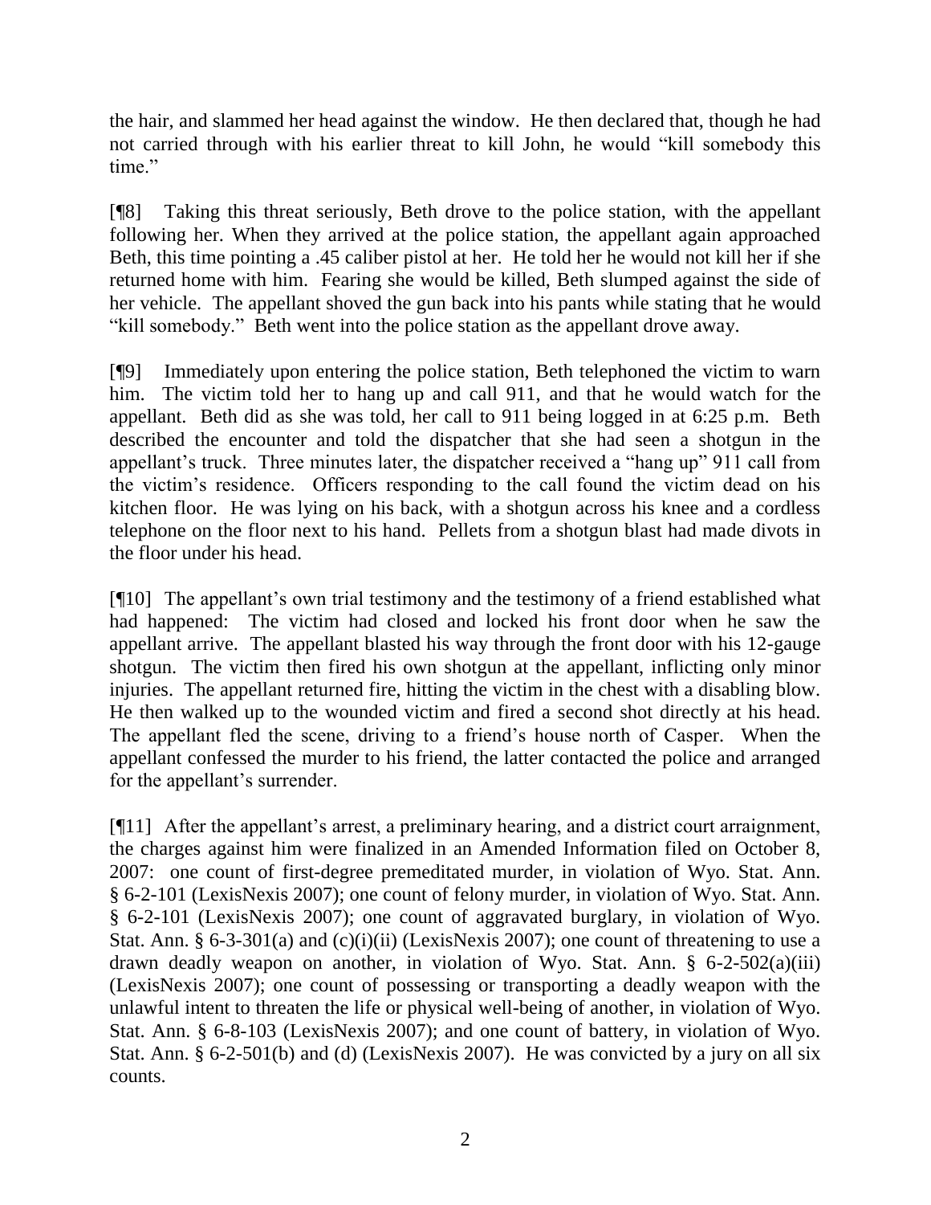the hair, and slammed her head against the window. He then declared that, though he had not carried through with his earlier threat to kill John, he would "kill somebody this time."

[¶8] Taking this threat seriously, Beth drove to the police station, with the appellant following her. When they arrived at the police station, the appellant again approached Beth, this time pointing a .45 caliber pistol at her. He told her he would not kill her if she returned home with him. Fearing she would be killed, Beth slumped against the side of her vehicle. The appellant shoved the gun back into his pants while stating that he would "kill somebody." Beth went into the police station as the appellant drove away.

[¶9] Immediately upon entering the police station, Beth telephoned the victim to warn him. The victim told her to hang up and call 911, and that he would watch for the appellant. Beth did as she was told, her call to 911 being logged in at 6:25 p.m. Beth described the encounter and told the dispatcher that she had seen a shotgun in the appellant's truck. Three minutes later, the dispatcher received a "hang up" 911 call from the victim's residence. Officers responding to the call found the victim dead on his kitchen floor. He was lying on his back, with a shotgun across his knee and a cordless telephone on the floor next to his hand. Pellets from a shotgun blast had made divots in the floor under his head.

[¶10] The appellant's own trial testimony and the testimony of a friend established what had happened: The victim had closed and locked his front door when he saw the appellant arrive. The appellant blasted his way through the front door with his 12-gauge shotgun. The victim then fired his own shotgun at the appellant, inflicting only minor injuries. The appellant returned fire, hitting the victim in the chest with a disabling blow. He then walked up to the wounded victim and fired a second shot directly at his head. The appellant fled the scene, driving to a friend's house north of Casper. When the appellant confessed the murder to his friend, the latter contacted the police and arranged for the appellant's surrender.

[¶11] After the appellant's arrest, a preliminary hearing, and a district court arraignment, the charges against him were finalized in an Amended Information filed on October 8, 2007: one count of first-degree premeditated murder, in violation of Wyo. Stat. Ann. § 6-2-101 (LexisNexis 2007); one count of felony murder, in violation of Wyo. Stat. Ann. § 6-2-101 (LexisNexis 2007); one count of aggravated burglary, in violation of Wyo. Stat. Ann. § 6-3-301(a) and (c)(i)(ii) (LexisNexis 2007); one count of threatening to use a drawn deadly weapon on another, in violation of Wyo. Stat. Ann. § 6-2-502(a)(iii) (LexisNexis 2007); one count of possessing or transporting a deadly weapon with the unlawful intent to threaten the life or physical well-being of another, in violation of Wyo. Stat. Ann. § 6-8-103 (LexisNexis 2007); and one count of battery, in violation of Wyo. Stat. Ann. § 6-2-501(b) and (d) (LexisNexis 2007). He was convicted by a jury on all six counts.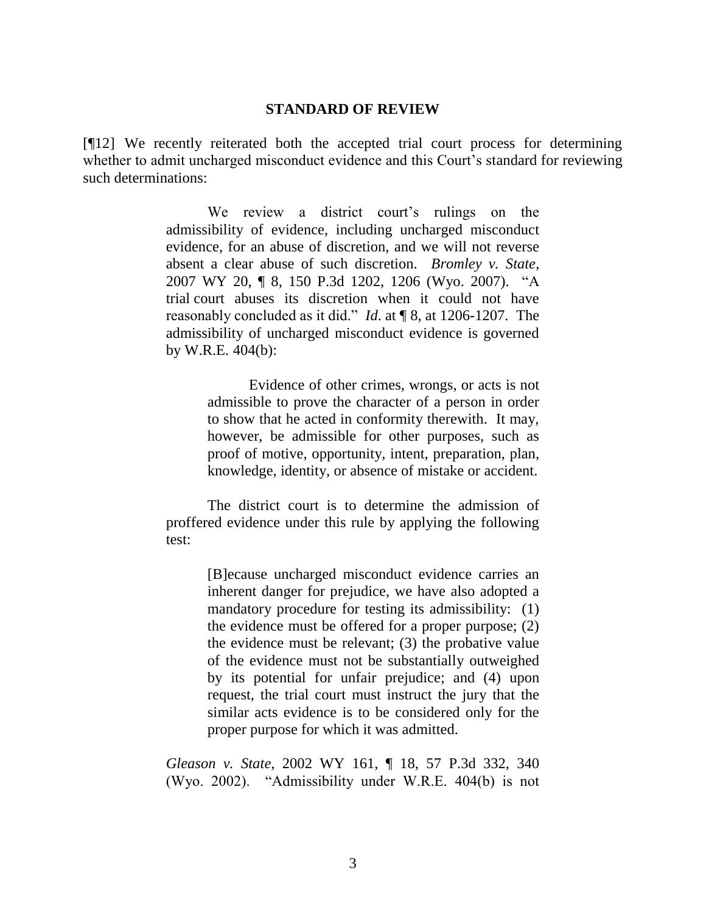## STANDARD OF REVIEW

[¶12] We recently reiterated both the accepted trial court process for determining whether to admit uncharged misconduct evidence and this Court's standard for reviewing such determinations:

> We review a district court's rulings on the admissibility of evidence, including uncharged misconduct evidence, for an abuse of discretion, and we will not reverse absent a clear abuse of such discretion. *Bromley v. State*, 2007 WY 20, ¶ 8, 150 P.3d 1202, 1206 (Wyo. 2007). "A trial court abuses its discretion when it could not have reasonably concluded as it did." *Id*. at ¶ 8, at 1206-1207. The admissibility of uncharged misconduct evidence is governed by W.R.E. 404(b):
>
> > Evidence of other crimes, wrongs, or acts is not admissible to prove the character of a person in order to show that he acted in conformity therewith. It may, however, be admissible for other purposes, such as proof of motive, opportunity, intent, preparation, plan, knowledge, identity, or absence of mistake or accident.
>
> The district court is to determine the admission of proffered evidence under this rule by applying the following test:
>
> > [B]ecause uncharged misconduct evidence carries an inherent danger for prejudice, we have also adopted a mandatory procedure for testing its admissibility: (1) the evidence must be offered for a proper purpose; (2) the evidence must be relevant; (3) the probative value of the evidence must not be substantially outweighed by its potential for unfair prejudice; and (4) upon request, the trial court must instruct the jury that the similar acts evidence is to be considered only for the proper purpose for which it was admitted.
>
> *Gleason v. State*, 2002 WY 161, ¶ 18, 57 P.3d 332, 340 (Wyo. 2002). "Admissibility under W.R.E. 404(b) is not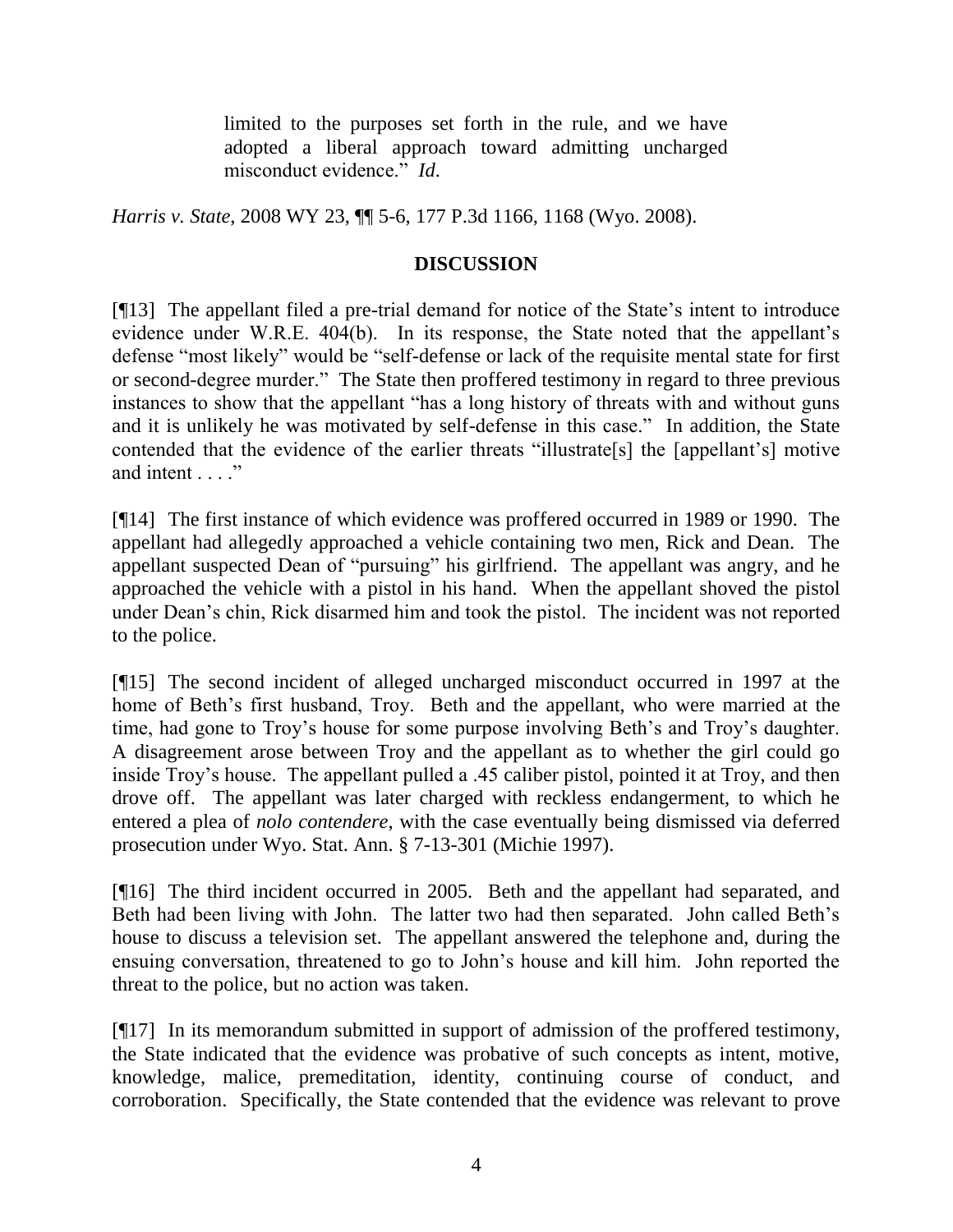> limited to the purposes set forth in the rule, and we have adopted a liberal approach toward admitting uncharged misconduct evidence." *Id*.

*Harris v. State*, 2008 WY 23, ¶¶ 5-6, 177 P.3d 1166, 1168 (Wyo. 2008).

## DISCUSSION

[¶13] The appellant filed a pre-trial demand for notice of the State's intent to introduce evidence under W.R.E. 404(b). In its response, the State noted that the appellant's defense "most likely" would be "self-defense or lack of the requisite mental state for first or second-degree murder." The State then proffered testimony in regard to three previous instances to show that the appellant "has a long history of threats with and without guns and it is unlikely he was motivated by self-defense in this case." In addition, the State contended that the evidence of the earlier threats "illustrate[s] the [appellant's] motive and intent . . . ."

[¶14] The first instance of which evidence was proffered occurred in 1989 or 1990. The appellant had allegedly approached a vehicle containing two men, Rick and Dean. The appellant suspected Dean of "pursuing" his girlfriend. The appellant was angry, and he approached the vehicle with a pistol in his hand. When the appellant shoved the pistol under Dean's chin, Rick disarmed him and took the pistol. The incident was not reported to the police.

[¶15] The second incident of alleged uncharged misconduct occurred in 1997 at the home of Beth's first husband, Troy. Beth and the appellant, who were married at the time, had gone to Troy's house for some purpose involving Beth's and Troy's daughter. A disagreement arose between Troy and the appellant as to whether the girl could go inside Troy's house. The appellant pulled a .45 caliber pistol, pointed it at Troy, and then drove off. The appellant was later charged with reckless endangerment, to which he entered a plea of *nolo contendere*, with the case eventually being dismissed via deferred prosecution under Wyo. Stat. Ann. § 7-13-301 (Michie 1997).

[¶16] The third incident occurred in 2005. Beth and the appellant had separated, and Beth had been living with John. The latter two had then separated. John called Beth's house to discuss a television set. The appellant answered the telephone and, during the ensuing conversation, threatened to go to John's house and kill him. John reported the threat to the police, but no action was taken.

[¶17] In its memorandum submitted in support of admission of the proffered testimony, the State indicated that the evidence was probative of such concepts as intent, motive, knowledge, malice, premeditation, identity, continuing course of conduct, and corroboration. Specifically, the State contended that the evidence was relevant to prove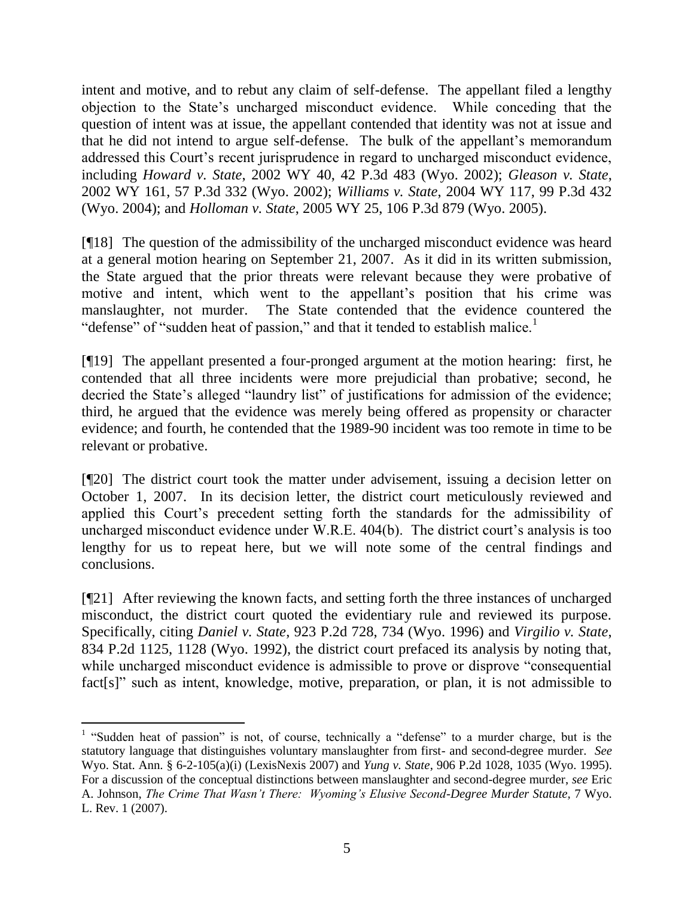intent and motive, and to rebut any claim of self-defense. The appellant filed a lengthy objection to the State's uncharged misconduct evidence. While conceding that the question of intent was at issue, the appellant contended that identity was not at issue and that he did not intend to argue self-defense. The bulk of the appellant's memorandum addressed this Court's recent jurisprudence in regard to uncharged misconduct evidence, including *Howard v. State*, 2002 WY 40, 42 P.3d 483 (Wyo. 2002); *Gleason v. State*, 2002 WY 161, 57 P.3d 332 (Wyo. 2002); *Williams v. State*, 2004 WY 117, 99 P.3d 432 (Wyo. 2004); and *Holloman v. State*, 2005 WY 25, 106 P.3d 879 (Wyo. 2005).

[¶18] The question of the admissibility of the uncharged misconduct evidence was heard at a general motion hearing on September 21, 2007. As it did in its written submission, the State argued that the prior threats were relevant because they were probative of motive and intent, which went to the appellant's position that his crime was manslaughter, not murder. The State contended that the evidence countered the "defense" of "sudden heat of passion," and that it tended to establish malice.[1]

[¶19] The appellant presented a four-pronged argument at the motion hearing: first, he contended that all three incidents were more prejudicial than probative; second, he decried the State's alleged "laundry list" of justifications for admission of the evidence; third, he argued that the evidence was merely being offered as propensity or character evidence; and fourth, he contended that the 1989-90 incident was too remote in time to be relevant or probative.

[¶20] The district court took the matter under advisement, issuing a decision letter on October 1, 2007. In its decision letter, the district court meticulously reviewed and applied this Court's precedent setting forth the standards for the admissibility of uncharged misconduct evidence under W.R.E. 404(b). The district court's analysis is too lengthy for us to repeat here, but we will note some of the central findings and conclusions.

[¶21] After reviewing the known facts, and setting forth the three instances of uncharged misconduct, the district court quoted the evidentiary rule and reviewed its purpose. Specifically, citing *Daniel v. State*, 923 P.2d 728, 734 (Wyo. 1996) and *Virgilio v. State*, 834 P.2d 1125, 1128 (Wyo. 1992), the district court prefaced its analysis by noting that, while uncharged misconduct evidence is admissible to prove or disprove "consequential fact[s]" such as intent, knowledge, motive, preparation, or plan, it is not admissible to

---

[1] "Sudden heat of passion" is not, of course, technically a "defense" to a murder charge, but is the statutory language that distinguishes voluntary manslaughter from first- and second-degree murder. *See* Wyo. Stat. Ann. § 6-2-105(a)(i) (LexisNexis 2007) and *Yung v. State*, 906 P.2d 1028, 1035 (Wyo. 1995). For a discussion of the conceptual distinctions between manslaughter and second-degree murder, *see* Eric A. Johnson, *The Crime That Wasn't There: Wyoming's Elusive Second-Degree Murder Statute*, 7 Wyo. L. Rev. 1 (2007).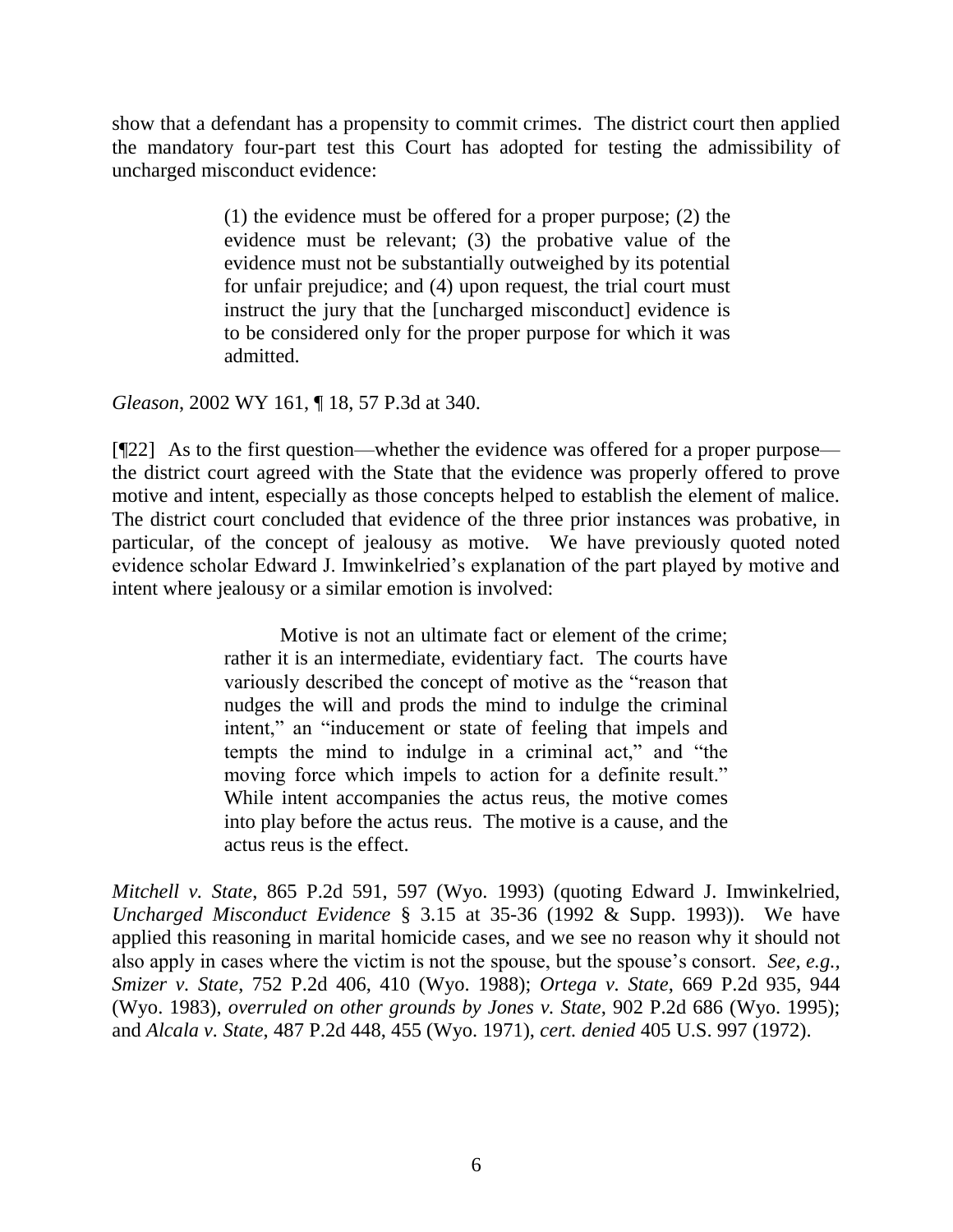show that a defendant has a propensity to commit crimes. The district court then applied the mandatory four-part test this Court has adopted for testing the admissibility of uncharged misconduct evidence:

> (1) the evidence must be offered for a proper purpose; (2) the evidence must be relevant; (3) the probative value of the evidence must not be substantially outweighed by its potential for unfair prejudice; and (4) upon request, the trial court must instruct the jury that the [uncharged misconduct] evidence is to be considered only for the proper purpose for which it was admitted.

*Gleason*, 2002 WY 161, ¶ 18, 57 P.3d at 340.

[¶22] As to the first question—whether the evidence was offered for a proper purpose—the district court agreed with the State that the evidence was properly offered to prove motive and intent, especially as those concepts helped to establish the element of malice. The district court concluded that evidence of the three prior instances was probative, in particular, of the concept of jealousy as motive. We have previously quoted noted evidence scholar Edward J. Imwinkelried's explanation of the part played by motive and intent where jealousy or a similar emotion is involved:

> Motive is not an ultimate fact or element of the crime; rather it is an intermediate, evidentiary fact. The courts have variously described the concept of motive as the "reason that nudges the will and prods the mind to indulge the criminal intent," an "inducement or state of feeling that impels and tempts the mind to indulge in a criminal act," and "the moving force which impels to action for a definite result." While intent accompanies the actus reus, the motive comes into play before the actus reus. The motive is a cause, and the actus reus is the effect.

*Mitchell v. State*, 865 P.2d 591, 597 (Wyo. 1993) (quoting Edward J. Imwinkelried, *Uncharged Misconduct Evidence* § 3.15 at 35-36 (1992 & Supp. 1993)). We have applied this reasoning in marital homicide cases, and we see no reason why it should not also apply in cases where the victim is not the spouse, but the spouse's consort. *See, e.g.*, *Smizer v. State*, 752 P.2d 406, 410 (Wyo. 1988); *Ortega v. State*, 669 P.2d 935, 944 (Wyo. 1983), *overruled on other grounds by Jones v. State*, 902 P.2d 686 (Wyo. 1995); and *Alcala v. State*, 487 P.2d 448, 455 (Wyo. 1971), *cert. denied* 405 U.S. 997 (1972).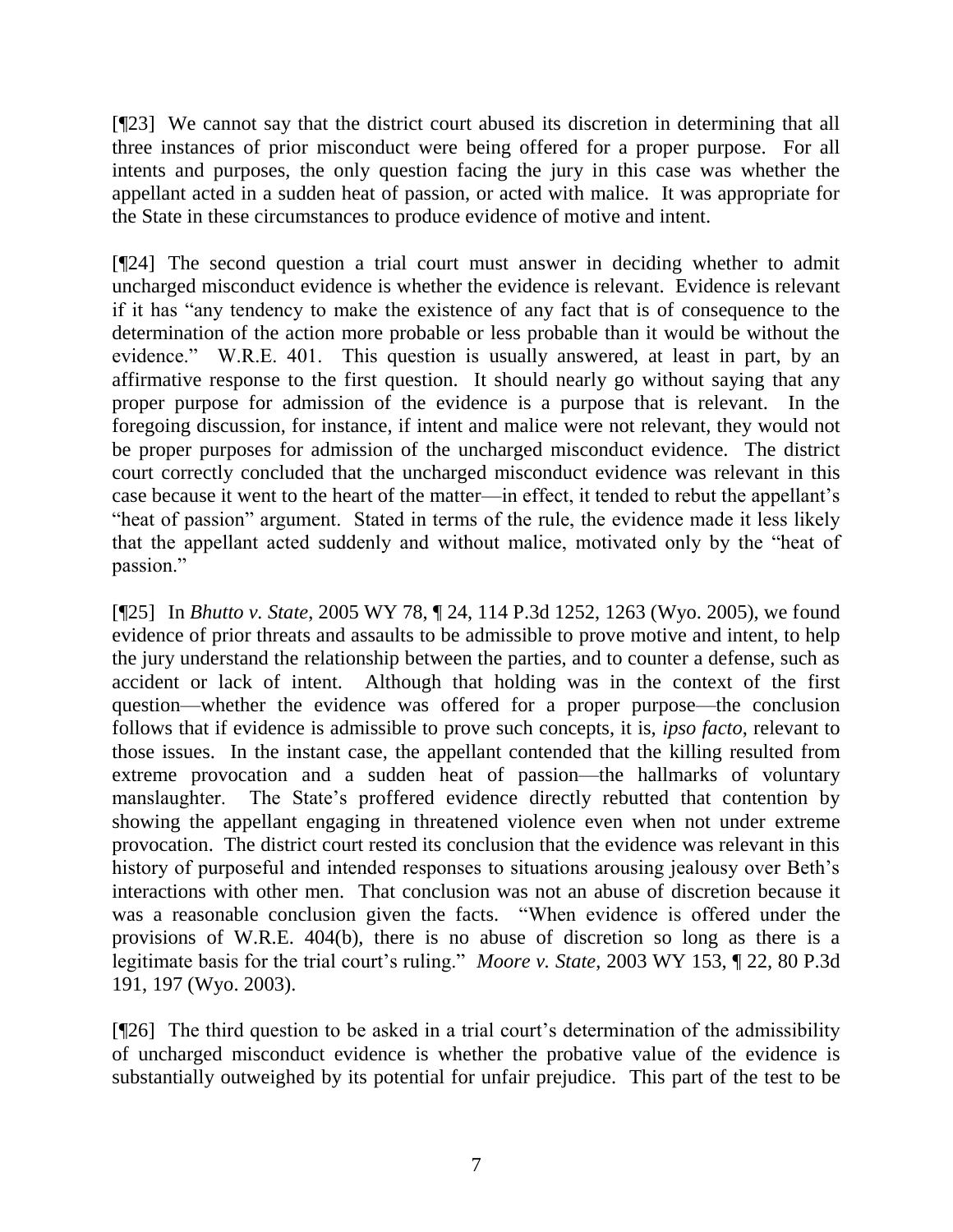[¶23] We cannot say that the district court abused its discretion in determining that all three instances of prior misconduct were being offered for a proper purpose. For all intents and purposes, the only question facing the jury in this case was whether the appellant acted in a sudden heat of passion, or acted with malice. It was appropriate for the State in these circumstances to produce evidence of motive and intent.

[¶24] The second question a trial court must answer in deciding whether to admit uncharged misconduct evidence is whether the evidence is relevant. Evidence is relevant if it has "any tendency to make the existence of any fact that is of consequence to the determination of the action more probable or less probable than it would be without the evidence." W.R.E. 401. This question is usually answered, at least in part, by an affirmative response to the first question. It should nearly go without saying that any proper purpose for admission of the evidence is a purpose that is relevant. In the foregoing discussion, for instance, if intent and malice were not relevant, they would not be proper purposes for admission of the uncharged misconduct evidence. The district court correctly concluded that the uncharged misconduct evidence was relevant in this case because it went to the heart of the matter—in effect, it tended to rebut the appellant's "heat of passion" argument. Stated in terms of the rule, the evidence made it less likely that the appellant acted suddenly and without malice, motivated only by the "heat of passion."

[¶25] In *Bhutto v. State*, 2005 WY 78, ¶ 24, 114 P.3d 1252, 1263 (Wyo. 2005), we found evidence of prior threats and assaults to be admissible to prove motive and intent, to help the jury understand the relationship between the parties, and to counter a defense, such as accident or lack of intent. Although that holding was in the context of the first question—whether the evidence was offered for a proper purpose—the conclusion follows that if evidence is admissible to prove such concepts, it is, *ipso facto*, relevant to those issues. In the instant case, the appellant contended that the killing resulted from extreme provocation and a sudden heat of passion—the hallmarks of voluntary manslaughter. The State's proffered evidence directly rebutted that contention by showing the appellant engaging in threatened violence even when not under extreme provocation. The district court rested its conclusion that the evidence was relevant in this history of purposeful and intended responses to situations arousing jealousy over Beth's interactions with other men. That conclusion was not an abuse of discretion because it was a reasonable conclusion given the facts. "When evidence is offered under the provisions of W.R.E. 404(b), there is no abuse of discretion so long as there is a legitimate basis for the trial court's ruling." *Moore v. State*, 2003 WY 153, ¶ 22, 80 P.3d 191, 197 (Wyo. 2003).

[¶26] The third question to be asked in a trial court's determination of the admissibility of uncharged misconduct evidence is whether the probative value of the evidence is substantially outweighed by its potential for unfair prejudice. This part of the test to be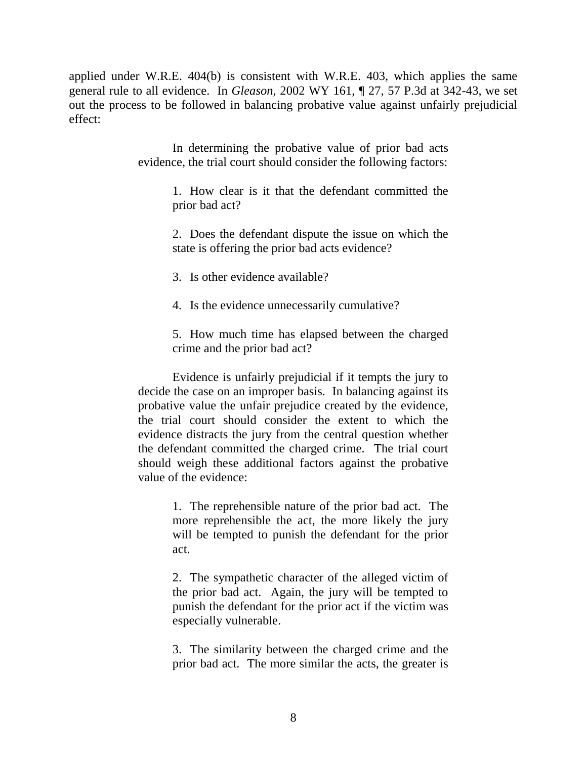applied under W.R.E. 404(b) is consistent with W.R.E. 403, which applies the same general rule to all evidence. In *Gleason*, 2002 WY 161, ¶ 27, 57 P.3d at 342-43, we set out the process to be followed in balancing probative value against unfairly prejudicial effect:

> In determining the probative value of prior bad acts evidence, the trial court should consider the following factors:
>
> > 1. How clear is it that the defendant committed the prior bad act?
> >
> > 2. Does the defendant dispute the issue on which the state is offering the prior bad acts evidence?
> >
> > 3. Is other evidence available?
> >
> > 4. Is the evidence unnecessarily cumulative?
> >
> > 5. How much time has elapsed between the charged crime and the prior bad act?
>
> Evidence is unfairly prejudicial if it tempts the jury to decide the case on an improper basis. In balancing against its probative value the unfair prejudice created by the evidence, the trial court should consider the extent to which the evidence distracts the jury from the central question whether the defendant committed the charged crime. The trial court should weigh these additional factors against the probative value of the evidence:
>
> > 1. The reprehensible nature of the prior bad act. The more reprehensible the act, the more likely the jury will be tempted to punish the defendant for the prior act.
> >
> > 2. The sympathetic character of the alleged victim of the prior bad act. Again, the jury will be tempted to punish the defendant for the prior act if the victim was especially vulnerable.
> >
> > 3. The similarity between the charged crime and the prior bad act. The more similar the acts, the greater is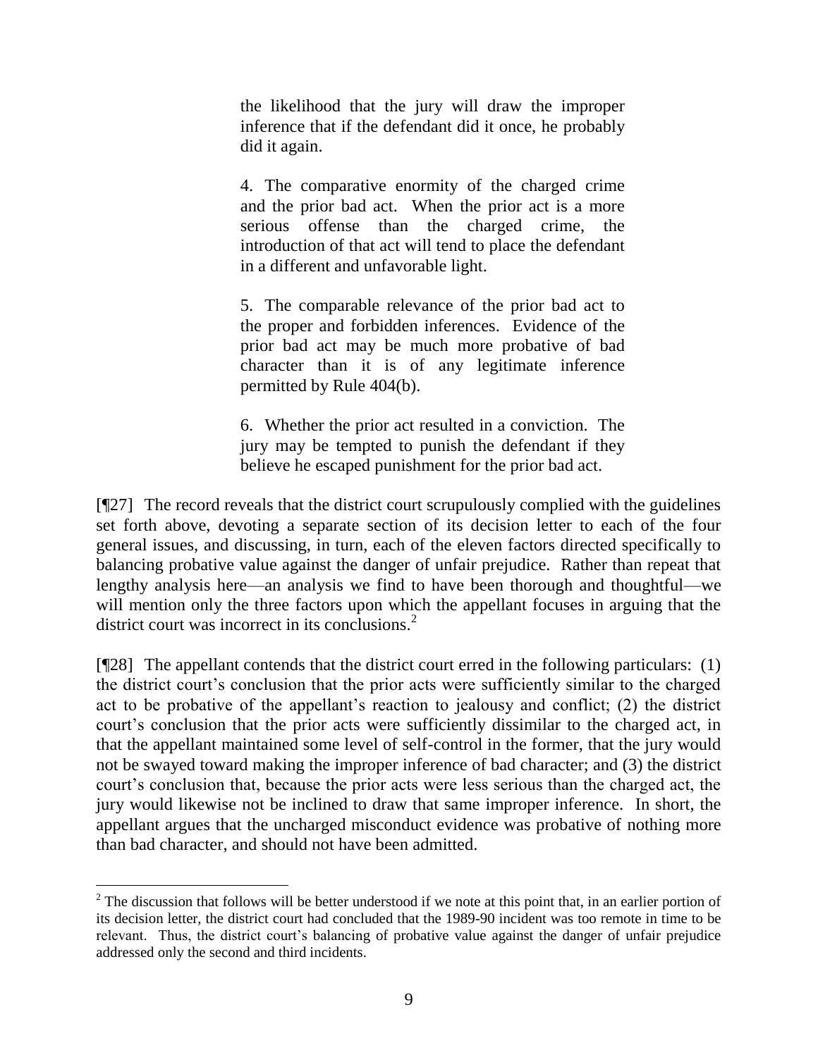> the likelihood that the jury will draw the improper inference that if the defendant did it once, he probably did it again.
>
> 4. The comparative enormity of the charged crime and the prior bad act. When the prior act is a more serious offense than the charged crime, the introduction of that act will tend to place the defendant in a different and unfavorable light.
>
> 5. The comparable relevance of the prior bad act to the proper and forbidden inferences. Evidence of the prior bad act may be much more probative of bad character than it is of any legitimate inference permitted by Rule 404(b).
>
> 6. Whether the prior act resulted in a conviction. The jury may be tempted to punish the defendant if they believe he escaped punishment for the prior bad act.

[¶27] The record reveals that the district court scrupulously complied with the guidelines set forth above, devoting a separate section of its decision letter to each of the four general issues, and discussing, in turn, each of the eleven factors directed specifically to balancing probative value against the danger of unfair prejudice. Rather than repeat that lengthy analysis here—an analysis we find to have been thorough and thoughtful—we will mention only the three factors upon which the appellant focuses in arguing that the district court was incorrect in its conclusions.[2]

[¶28] The appellant contends that the district court erred in the following particulars: (1) the district court's conclusion that the prior acts were sufficiently similar to the charged act to be probative of the appellant's reaction to jealousy and conflict; (2) the district court's conclusion that the prior acts were sufficiently dissimilar to the charged act, in that the appellant maintained some level of self-control in the former, that the jury would not be swayed toward making the improper inference of bad character; and (3) the district court's conclusion that, because the prior acts were less serious than the charged act, the jury would likewise not be inclined to draw that same improper inference. In short, the appellant argues that the uncharged misconduct evidence was probative of nothing more than bad character, and should not have been admitted.

---

[2] The discussion that follows will be better understood if we note at this point that, in an earlier portion of its decision letter, the district court had concluded that the 1989-90 incident was too remote in time to be relevant. Thus, the district court's balancing of probative value against the danger of unfair prejudice addressed only the second and third incidents.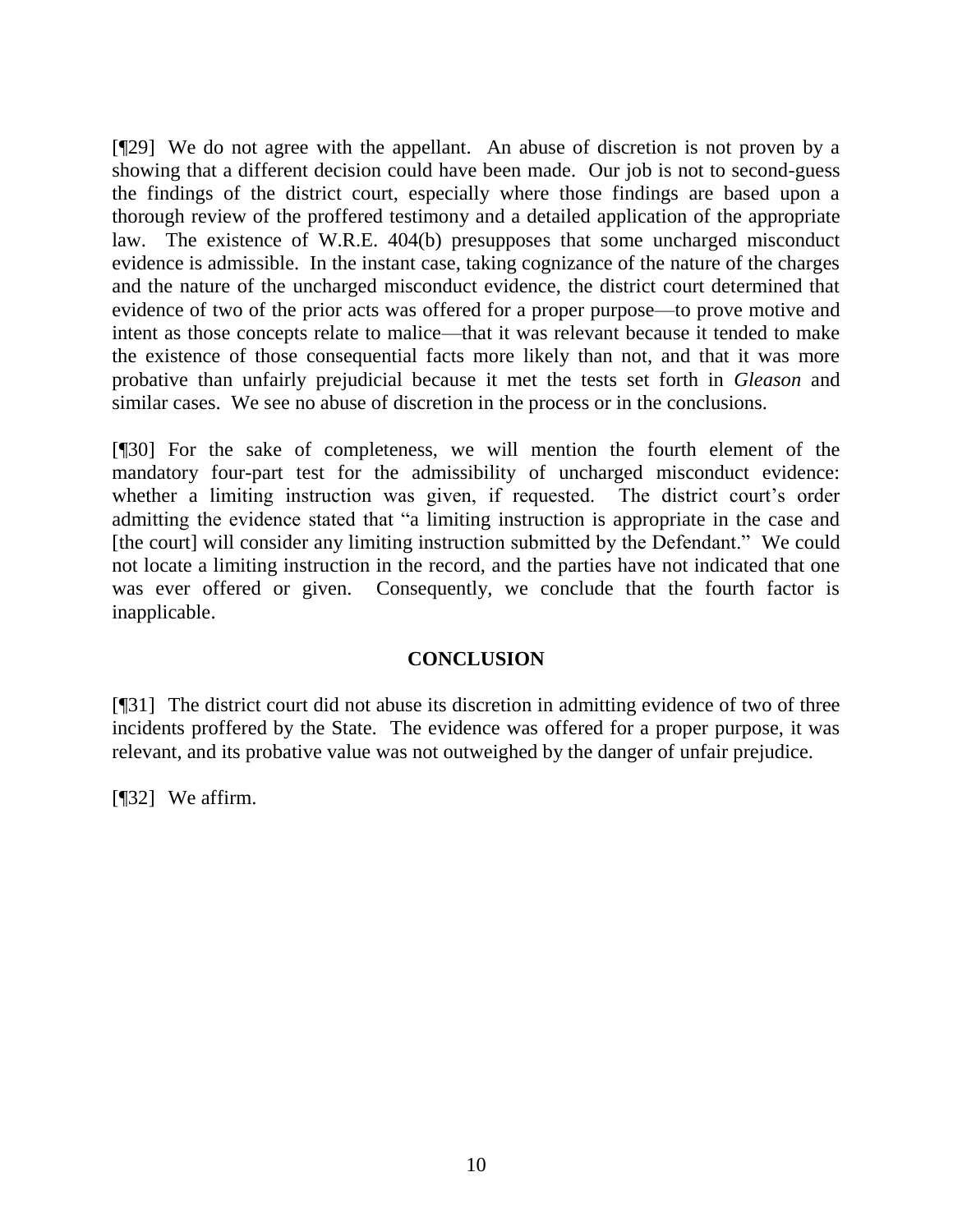[¶29] We do not agree with the appellant. An abuse of discretion is not proven by a showing that a different decision could have been made. Our job is not to second-guess the findings of the district court, especially where those findings are based upon a thorough review of the proffered testimony and a detailed application of the appropriate law. The existence of W.R.E. 404(b) presupposes that some uncharged misconduct evidence is admissible. In the instant case, taking cognizance of the nature of the charges and the nature of the uncharged misconduct evidence, the district court determined that evidence of two of the prior acts was offered for a proper purpose—to prove motive and intent as those concepts relate to malice—that it was relevant because it tended to make the existence of those consequential facts more likely than not, and that it was more probative than unfairly prejudicial because it met the tests set forth in *Gleason* and similar cases. We see no abuse of discretion in the process or in the conclusions.

[¶30] For the sake of completeness, we will mention the fourth element of the mandatory four-part test for the admissibility of uncharged misconduct evidence: whether a limiting instruction was given, if requested. The district court's order admitting the evidence stated that "a limiting instruction is appropriate in the case and [the court] will consider any limiting instruction submitted by the Defendant." We could not locate a limiting instruction in the record, and the parties have not indicated that one was ever offered or given. Consequently, we conclude that the fourth factor is inapplicable.

## CONCLUSION

[¶31] The district court did not abuse its discretion in admitting evidence of two of three incidents proffered by the State. The evidence was offered for a proper purpose, it was relevant, and its probative value was not outweighed by the danger of unfair prejudice.

[¶32] We affirm.